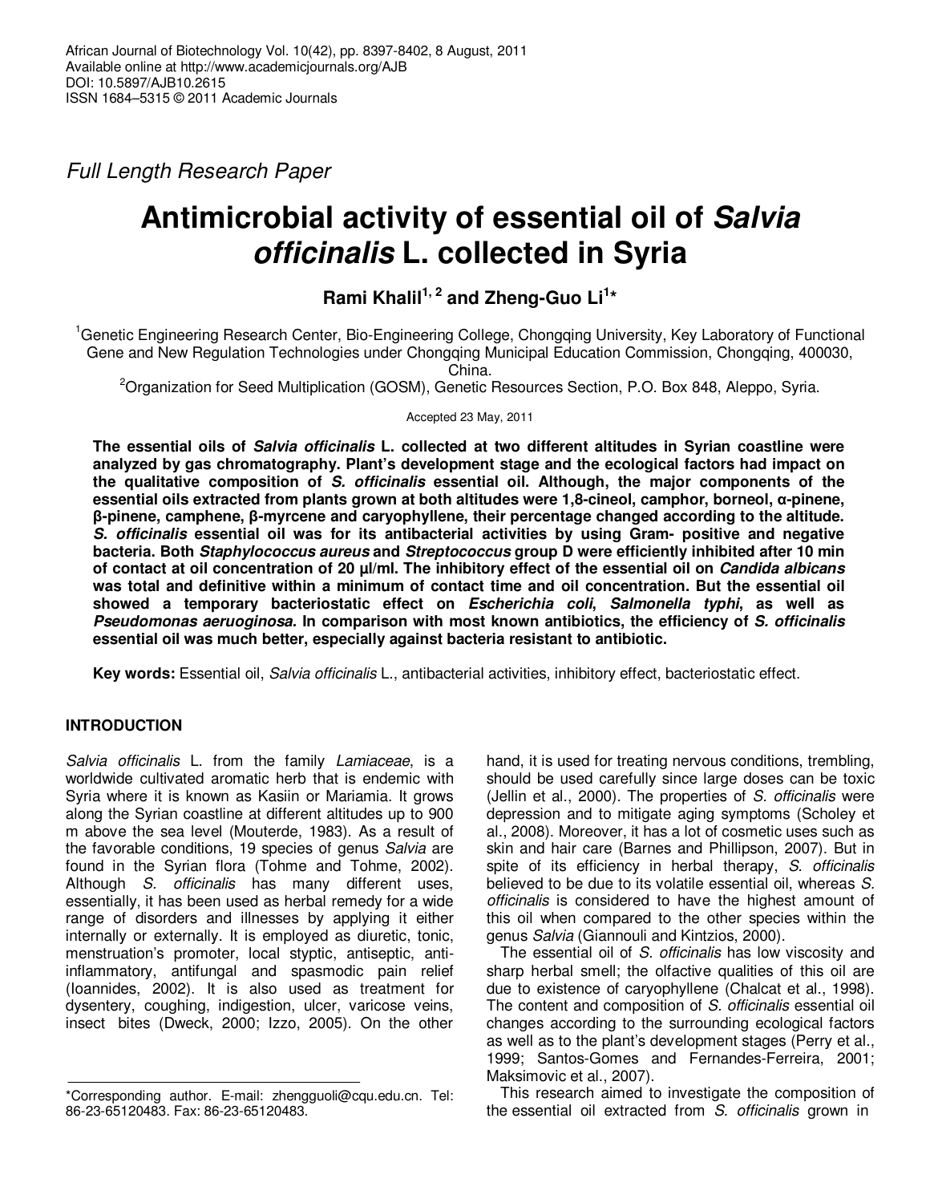Full Length Research Paper

# Antimicrobial activity of essential oil of *Salvia officinalis* L. collected in Syria

**Rami Khalil[1, 2] and Zheng-Guo Li[1]***

[1]Genetic Engineering Research Center, Bio-Engineering College, Chongqing University, Key Laboratory of Functional Gene and New Regulation Technologies under Chongqing Municipal Education Commission, Chongqing, 400030, China.

[2]Organization for Seed Multiplication (GOSM), Genetic Resources Section, P.O. Box 848, Aleppo, Syria.

Accepted 23 May, 2011

**The essential oils of *Salvia officinalis* L. collected at two different altitudes in Syrian coastline were analyzed by gas chromatography. Plant's development stage and the ecological factors had impact on the qualitative composition of *S. officinalis* essential oil. Although, the major components of the essential oils extracted from plants grown at both altitudes were 1,8-cineol, camphor, borneol, α-pinene, β-pinene, camphene, β-myrcene and caryophyllene, their percentage changed according to the altitude. *S. officinalis* essential oil was for its antibacterial activities by using Gram- positive and negative bacteria. Both *Staphylococcus aureus* and *Streptococcus* group D were efficiently inhibited after 10 min of contact at oil concentration of 20 µl/ml. The inhibitory effect of the essential oil on *Candida albicans* was total and definitive within a minimum of contact time and oil concentration. But the essential oil showed a temporary bacteriostatic effect on *Escherichia coli, Salmonella typhi*, as well as *Pseudomonas aeruoginosa.* In comparison with most known antibiotics, the efficiency of *S. officinalis* essential oil was much better, especially against bacteria resistant to antibiotic.**

**Key words:** Essential oil, *Salvia officinalis* L., antibacterial activities, inhibitory effect, bacteriostatic effect.

## INTRODUCTION

*Salvia officinalis* L. from the family *Lamiaceae*, is a worldwide cultivated aromatic herb that is endemic with Syria where it is known as Kasiin or Mariamia. It grows along the Syrian coastline at different altitudes up to 900 m above the sea level (Mouterde, 1983). As a result of the favorable conditions, 19 species of genus *Salvia* are found in the Syrian flora (Tohme and Tohme, 2002). Although *S. officinalis* has many different uses, essentially, it has been used as herbal remedy for a wide range of disorders and illnesses by applying it either internally or externally. It is employed as diuretic, tonic, menstruation's promoter, local styptic, antiseptic, anti-inflammatory, antifungal and spasmodic pain relief (Ioannides, 2002). It is also used as treatment for dysentery, coughing, indigestion, ulcer, varicose veins, insect bites (Dweck, 2000; Izzo, 2005). On the other hand, it is used for treating nervous conditions, trembling, should be used carefully since large doses can be toxic (Jellin et al., 2000). The properties of *S. officinalis* were depression and to mitigate aging symptoms (Scholey et al., 2008). Moreover, it has a lot of cosmetic uses such as skin and hair care (Barnes and Phillipson, 2007). But in spite of its efficiency in herbal therapy, *S. officinalis* believed to be due to its volatile essential oil, whereas *S. officinalis* is considered to have the highest amount of this oil when compared to the other species within the genus *Salvia* (Giannouli and Kintzios, 2000).

The essential oil of *S. officinalis* has low viscosity and sharp herbal smell; the olfactive qualities of this oil are due to existence of caryophyllene (Chalcat et al., 1998). The content and composition of *S. officinalis* essential oil changes according to the surrounding ecological factors as well as to the plant's development stages (Perry et al., 1999; Santos-Gomes and Fernandes-Ferreira, 2001; Maksimovic et al., 2007).

This research aimed to investigate the composition of the essential oil extracted from *S. officinalis* grown in

*Corresponding author. E-mail: zhengguoli@cqu.edu.cn. Tel: 86-23-65120483. Fax: 86-23-65120483.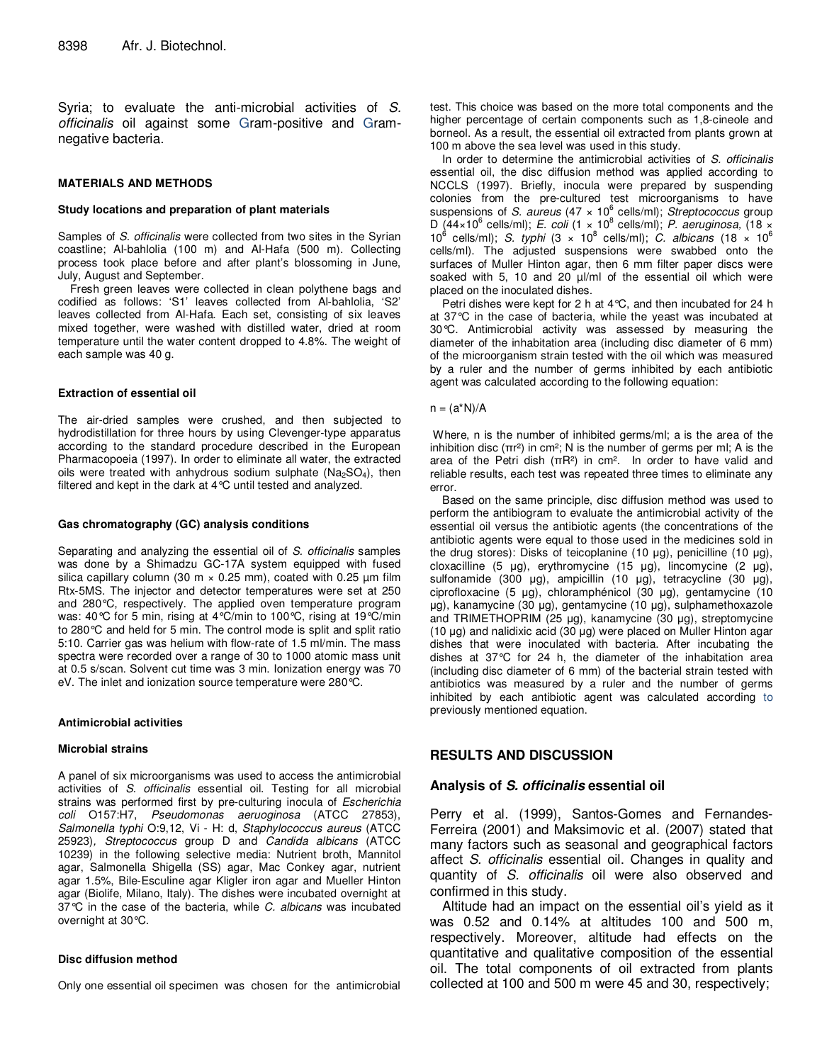Syria; to evaluate the anti-microbial activities of *S. officinalis* oil against some Gram-positive and Gram-negative bacteria.

## MATERIALS AND METHODS

### Study locations and preparation of plant materials

Samples of *S. officinalis* were collected from two sites in the Syrian coastline; Al-bahlolia (100 m) and Al-Hafa (500 m). Collecting process took place before and after plant's blossoming in June, July, August and September.

Fresh green leaves were collected in clean polythene bags and codified as follows: 'S1' leaves collected from Al-bahlolia, 'S2' leaves collected from Al-Hafa. Each set, consisting of six leaves mixed together, were washed with distilled water, dried at room temperature until the water content dropped to 4.8%. The weight of each sample was 40 g.

### Extraction of essential oil

The air-dried samples were crushed, and then subjected to hydrodistillation for three hours by using Clevenger-type apparatus according to the standard procedure described in the European Pharmacopoeia (1997). In order to eliminate all water, the extracted oils were treated with anhydrous sodium sulphate ($Na_2SO_4$), then filtered and kept in the dark at 4°C until tested and analyzed.

### Gas chromatography (GC) analysis conditions

Separating and analyzing the essential oil of *S. officinalis* samples was done by a Shimadzu GC-17A system equipped with fused silica capillary column (30 m × 0.25 mm), coated with 0.25 µm film Rtx-5MS. The injector and detector temperatures were set at 250 and 280°C, respectively. The applied oven temperature program was: 40°C for 5 min, rising at 4°C/min to 100°C, rising at 19°C/min to 280°C and held for 5 min. The control mode is split and split ratio 5:10. Carrier gas was helium with flow-rate of 1.5 ml/min. The mass spectra were recorded over a range of 30 to 1000 atomic mass unit at 0.5 s/scan. Solvent cut time was 3 min. Ionization energy was 70 eV. The inlet and ionization source temperature were 280°C.

### Antimicrobial activities

#### Microbial strains

A panel of six microorganisms was used to access the antimicrobial activities of *S. officinalis* essential oil. Testing for all microbial strains was performed first by pre-culturing inocula of *Escherichia coli* O157:H7, *Pseudomonas aeruginosa* (ATCC 27853), *Salmonella typhi* O:9,12, Vi - H: d, *Staphylococcus aureus* (ATCC 25923), *Streptococcus* group D and *Candida albicans* (ATCC 10239) in the following selective media: Nutrient broth, Mannitol agar, Salmonella Shigella (SS) agar, Mac Conkey agar, nutrient agar 1.5%, Bile-Esculine agar Kligler iron agar and Mueller Hinton agar (Biolife, Milano, Italy). The dishes were incubated overnight at 37°C in the case of the bacteria, while *C. albicans* was incubated overnight at 30°C.

#### Disc diffusion method

Only one essential oil specimen was chosen for the antimicrobial test. This choice was based on the more total components and the higher percentage of certain components such as 1,8-cineole and borneol. As a result, the essential oil extracted from plants grown at 100 m above the sea level was used in this study.

In order to determine the antimicrobial activities of *S. officinalis* essential oil, the disc diffusion method was applied according to NCCLS (1997). Briefly, inocula were prepared by suspending colonies from the pre-cultured test microorganisms to have suspensions of *S. aureus* ($47 \times 10^6$ cells/ml); *Streptococcus* group D ($44\times10^6$ cells/ml); *E. coli* ($1 \times 10^8$ cells/ml); *P. aeruginosa,* ($18 \times 10^6$ cells/ml); *S. typhi* ($3 \times 10^8$ cells/ml); *C. albicans* ($18 \times 10^6$ cells/ml). The adjusted suspensions were swabbed onto the surfaces of Muller Hinton agar, then 6 mm filter paper discs were soaked with 5, 10 and 20 µl/ml of the essential oil which were placed on the inoculated dishes.

Petri dishes were kept for 2 h at 4°C, and then incubated for 24 h at 37°C in the case of bacteria, while the yeast was incubated at 30°C. Antimicrobial activity was assessed by measuring the diameter of the inhabitation area (including disc diameter of 6 mm) of the microorganism strain tested with the oil which was measured by a ruler and the number of germs inhibited by each antibiotic agent was calculated according to the following equation:

$$n = (a*N)/A$$

Where, n is the number of inhibited germs/ml; a is the area of the inhibition disc ($\pi r^2$) in cm²; N is the number of germs per ml; A is the area of the Petri dish ($\pi R^2$) in cm². In order to have valid and reliable results, each test was repeated three times to eliminate any error.

Based on the same principle, disc diffusion method was used to perform the antibiogram to evaluate the antimicrobial activity of the essential oil versus the antibiotic agents (the concentrations of the antibiotic agents were equal to those used in the medicines sold in the drug stores): Disks of teicoplanine (10 µg), penicilline (10 µg), cloxacilline (5 µg), erythromycine (15 µg), lincomycine (2 µg), sulfonamide (300 µg), ampicillin (10 µg), tetracycline (30 µg), ciprofloxacine (5 µg), chloramphénicol (30 µg), gentamycine (10 µg), kanamycine (30 µg), gentamycine (10 µg), sulphamethoxazole and TRIMETHOPRIM (25 µg), kanamycine (30 µg), streptomycine (10 µg) and nalidixic acid (30 µg) were placed on Muller Hinton agar dishes that were inoculated with bacteria. After incubating the dishes at 37°C for 24 h, the diameter of the inhabitation area (including disc diameter of 6 mm) of the bacterial strain tested with antibiotics was measured by a ruler and the number of germs inhibited by each antibiotic agent was calculated according to previously mentioned equation.

## RESULTS AND DISCUSSION

### Analysis of *S. officinalis* essential oil

Perry et al. (1999), Santos-Gomes and Fernandes-Ferreira (2001) and Maksimovic et al. (2007) stated that many factors such as seasonal and geographical factors affect *S. officinalis* essential oil. Changes in quality and quantity of *S. officinalis* oil were also observed and confirmed in this study.

Altitude had an impact on the essential oil's yield as it was 0.52 and 0.14% at altitudes 100 and 500 m, respectively. Moreover, altitude had effects on the quantitative and qualitative composition of the essential oil. The total components of oil extracted from plants collected at 100 and 500 m were 45 and 30, respectively;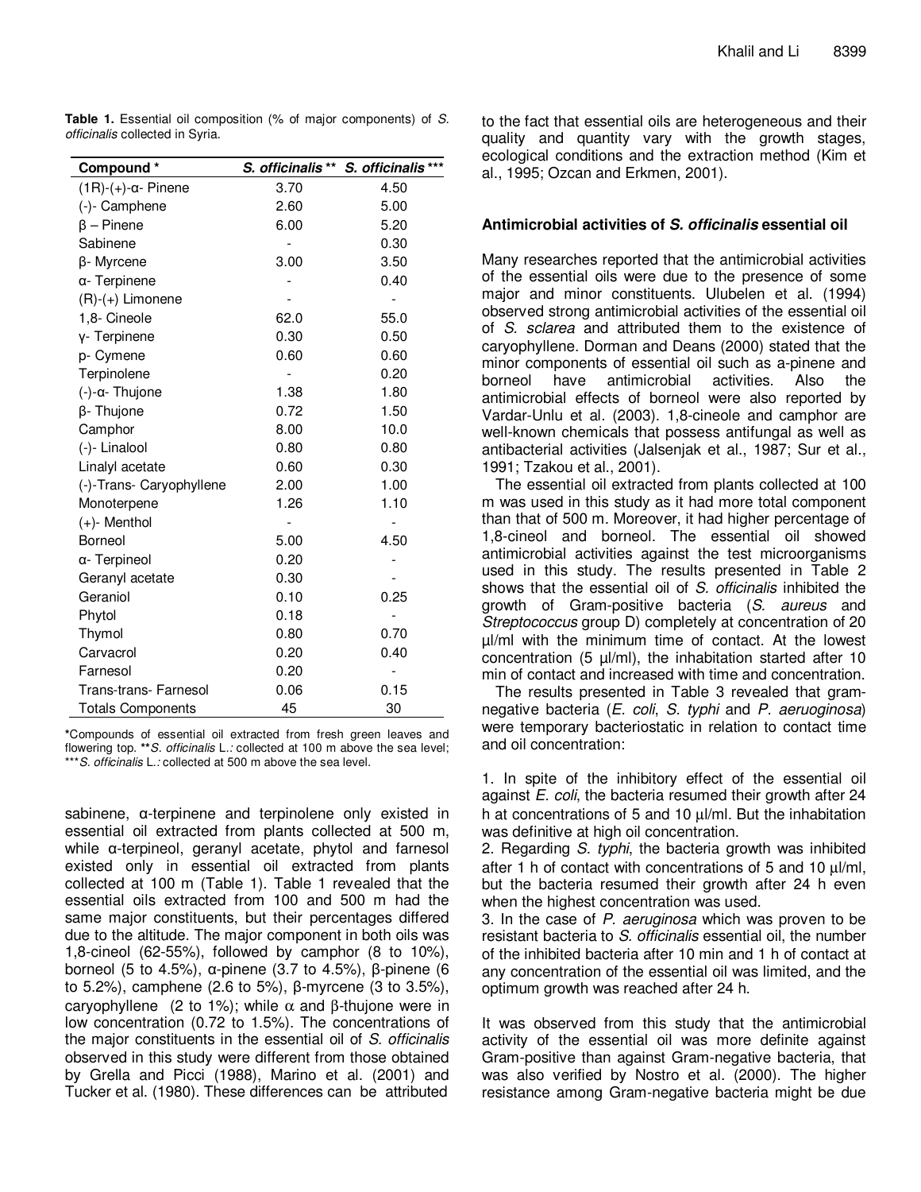**Table 1.** Essential oil composition (% of major components) of *S. officinalis* collected in Syria.

| Compound * | *S. officinalis* ** | *S. officinalis* *** |
|---|---|---|
| (1R)-(+)-α- Pinene | 3.70 | 4.50 |
| (-)- Camphene | 2.60 | 5.00 |
| β – Pinene | 6.00 | 5.20 |
| Sabinene | - | 0.30 |
| β- Myrcene | 3.00 | 3.50 |
| α- Terpinene | - | 0.40 |
| (R)-(+) Limonene | - | - |
| 1,8- Cineole | 62.0 | 55.0 |
| γ- Terpinene | 0.30 | 0.50 |
| p- Cymene | 0.60 | 0.60 |
| Terpinolene | - | 0.20 |
| (-)-α- Thujone | 1.38 | 1.80 |
| β- Thujone | 0.72 | 1.50 |
| Camphor | 8.00 | 10.0 |
| (-)- Linalool | 0.80 | 0.80 |
| Linalyl acetate | 0.60 | 0.30 |
| (-)-Trans- Caryophyllene | 2.00 | 1.00 |
| Monoterpene | 1.26 | 1.10 |
| (+)- Menthol | - | - |
| Borneol | 5.00 | 4.50 |
| α- Terpineol | 0.20 | - |
| Geranyl acetate | 0.30 | - |
| Geraniol | 0.10 | 0.25 |
| Phytol | 0.18 | - |
| Thymol | 0.80 | 0.70 |
| Carvacrol | 0.20 | 0.40 |
| Farnesol | 0.20 | - |
| Trans-trans- Farnesol | 0.06 | 0.15 |
| Totals Components | 45 | 30 |

*Compounds of essential oil extracted from fresh green leaves and flowering top. ***S. officinalis* L.*:* collected at 100 m above the sea level; ****S. officinalis* L.*:* collected at 500 m above the sea level.

sabinene, α-terpinene and terpinolene only existed in essential oil extracted from plants collected at 500 m, while α-terpineol, geranyl acetate, phytol and farnesol existed only in essential oil extracted from plants collected at 100 m (Table 1). Table 1 revealed that the essential oils extracted from 100 and 500 m had the same major constituents, but their percentages differed due to the altitude. The major component in both oils was 1,8-cineol (62-55%), followed by camphor (8 to 10%), borneol (5 to 4.5%), α-pinene (3.7 to 4.5%), β-pinene (6 to 5.2%), camphene (2.6 to 5%), β-myrcene (3 to 3.5%), caryophyllene (2 to 1%); while α and β-thujone were in low concentration (0.72 to 1.5%). The concentrations of the major constituents in the essential oil of *S. officinalis* observed in this study were different from those obtained by Grella and Picci (1988), Marino et al. (2001) and Tucker et al. (1980). These differences can be attributed to the fact that essential oils are heterogeneous and their quality and quantity vary with the growth stages, ecological conditions and the extraction method (Kim et al., 1995; Ozcan and Erkmen, 2001).

## Antimicrobial activities of *S. officinalis* essential oil

Many researches reported that the antimicrobial activities of the essential oils were due to the presence of some major and minor constituents. Ulubelen et al. (1994) observed strong antimicrobial activities of the essential oil of *S. sclarea* and attributed them to the existence of caryophyllene. Dorman and Deans (2000) stated that the minor components of essential oil such as a-pinene and borneol have antimicrobial activities. Also the antimicrobial effects of borneol were also reported by Vardar-Unlu et al. (2003). 1,8-cineole and camphor are well-known chemicals that possess antifungal as well as antibacterial activities (Jalsenjak et al., 1987; Sur et al., 1991; Tzakou et al., 2001).

The essential oil extracted from plants collected at 100 m was used in this study as it had more total component than that of 500 m. Moreover, it had higher percentage of 1,8-cineol and borneol. The essential oil showed antimicrobial activities against the test microorganisms used in this study. The results presented in Table 2 shows that the essential oil of *S. officinalis* inhibited the growth of Gram-positive bacteria (*S. aureus* and *Streptococcus* group D) completely at concentration of 20 µl/ml with the minimum time of contact. At the lowest concentration (5 µl/ml), the inhabitation started after 10 min of contact and increased with time and concentration.

The results presented in Table 3 revealed that gram-negative bacteria (*E. coli*, *S. typhi* and *P. aeruoginosa*) were temporary bacteriostatic in relation to contact time and oil concentration:

1. In spite of the inhibitory effect of the essential oil against *E. coli*, the bacteria resumed their growth after 24 h at concentrations of 5 and 10 µl/ml. But the inhabitation was definitive at high oil concentration.
2. Regarding *S. typhi*, the bacteria growth was inhibited after 1 h of contact with concentrations of 5 and 10 µl/ml, but the bacteria resumed their growth after 24 h even when the highest concentration was used.
3. In the case of *P. aeruginosa* which was proven to be resistant bacteria to *S. officinalis* essential oil, the number of the inhibited bacteria after 10 min and 1 h of contact at any concentration of the essential oil was limited, and the optimum growth was reached after 24 h.

It was observed from this study that the antimicrobial activity of the essential oil was more definite against Gram-positive than against Gram-negative bacteria, that was also verified by Nostro et al. (2000). The higher resistance among Gram-negative bacteria might be due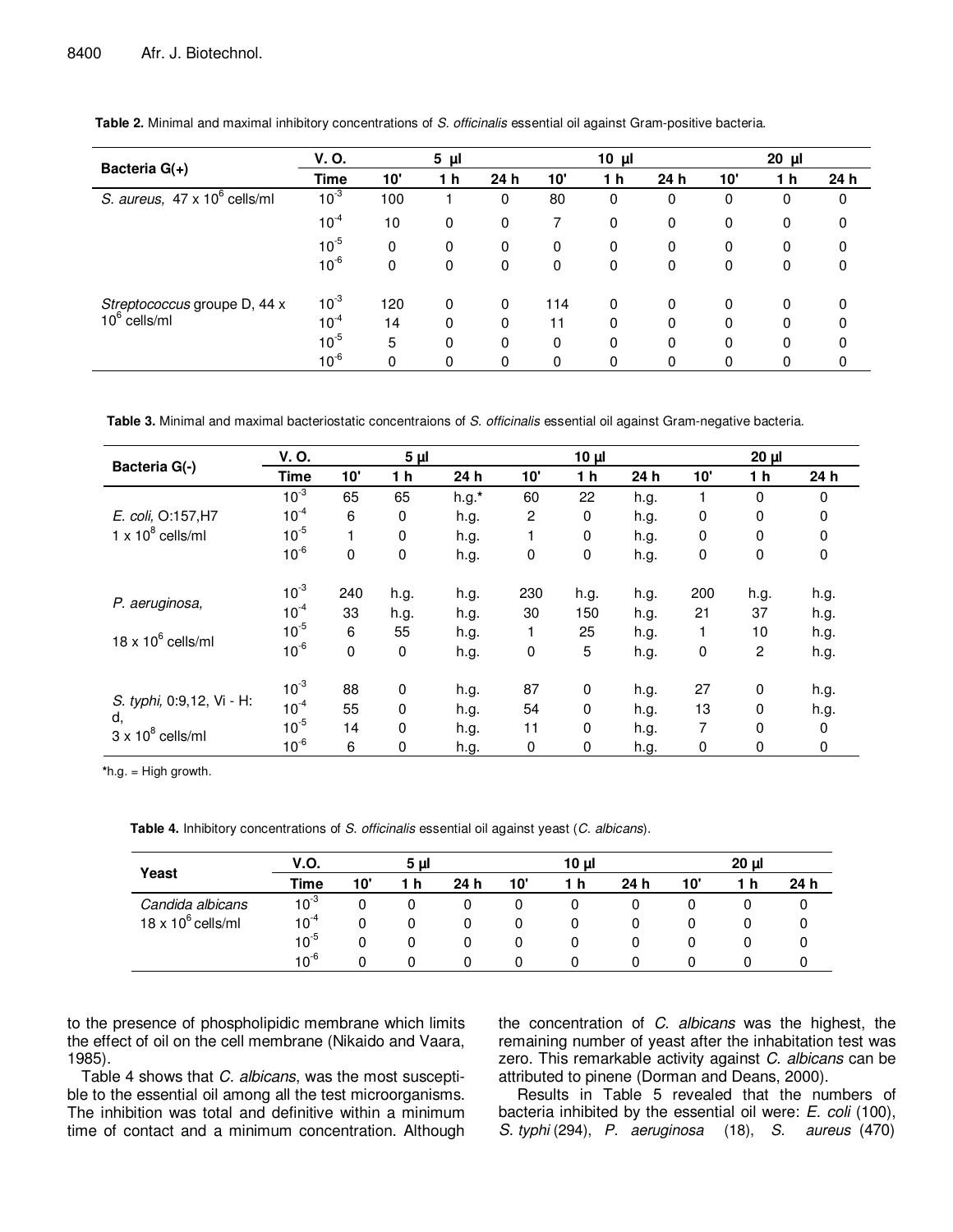**Table 2.** Minimal and maximal inhibitory concentrations of *S. officinalis* essential oil against Gram-positive bacteria.

| Bacteria G(+) | V. O. | 5 µl | | | 10 µl | | | 20 µl | | |
|---|---|---|---|---|---|---|---|---|---|---|
| | Time | 10' | 1 h | 24 h | 10' | 1 h | 24 h | 10' | 1 h | 24 h |
| *S. aureus*, 47 x $10^6$ cells/ml | $10^{-3}$ | 100 | 1 | 0 | 80 | 0 | 0 | 0 | 0 | 0 |
| | $10^{-4}$ | 10 | 0 | 0 | 7 | 0 | 0 | 0 | 0 | 0 |
| | $10^{-5}$ | 0 | 0 | 0 | 0 | 0 | 0 | 0 | 0 | 0 |
| | $10^{-6}$ | 0 | 0 | 0 | 0 | 0 | 0 | 0 | 0 | 0 |
| *Streptococcus* groupe D, 44 x $10^6$ cells/ml | $10^{-3}$ | 120 | 0 | 0 | 114 | 0 | 0 | 0 | 0 | 0 |
| | $10^{-4}$ | 14 | 0 | 0 | 11 | 0 | 0 | 0 | 0 | 0 |
| | $10^{-5}$ | 5 | 0 | 0 | 0 | 0 | 0 | 0 | 0 | 0 |
| | $10^{-6}$ | 0 | 0 | 0 | 0 | 0 | 0 | 0 | 0 | 0 |

**Table 3.** Minimal and maximal bacteriostatic concentraions of *S. officinalis* essential oil against Gram-negative bacteria.

| Bacteria G(-) | V. O. | 5 µl | | | 10 µl | | | 20 µl | | |
|---|---|---|---|---|---|---|---|---|---|---|
| | Time | 10' | 1 h | 24 h | 10' | 1 h | 24 h | 10' | 1 h | 24 h |
| *E. coli*, O:157,H7 1 x $10^8$ cells/ml | $10^{-3}$ | 65 | 65 | h.g.* | 60 | 22 | h.g. | 1 | 0 | 0 |
| | $10^{-4}$ | 6 | 0 | h.g. | 2 | 0 | h.g. | 0 | 0 | 0 |
| | $10^{-5}$ | 1 | 0 | h.g. | 1 | 0 | h.g. | 0 | 0 | 0 |
| | $10^{-6}$ | 0 | 0 | h.g. | 0 | 0 | h.g. | 0 | 0 | 0 |
| *P. aeruginosa*, 18 x $10^6$ cells/ml | $10^{-3}$ | 240 | h.g. | h.g. | 230 | h.g. | h.g. | 200 | h.g. | h.g. |
| | $10^{-4}$ | 33 | h.g. | h.g. | 30 | 150 | h.g. | 21 | 37 | h.g. |
| | $10^{-5}$ | 6 | 55 | h.g. | 1 | 25 | h.g. | 1 | 10 | h.g. |
| | $10^{-6}$ | 0 | 0 | h.g. | 0 | 5 | h.g. | 0 | 2 | h.g. |
| *S. typhi*, 0:9,12, Vi - H: d, 3 x $10^8$ cells/ml | $10^{-3}$ | 88 | 0 | h.g. | 87 | 0 | h.g. | 27 | 0 | h.g. |
| | $10^{-4}$ | 55 | 0 | h.g. | 54 | 0 | h.g. | 13 | 0 | h.g. |
| | $10^{-5}$ | 14 | 0 | h.g. | 11 | 0 | h.g. | 7 | 0 | 0 |
| | $10^{-6}$ | 6 | 0 | h.g. | 0 | 0 | h.g. | 0 | 0 | 0 |

*h.g. = High growth.

**Table 4.** Inhibitory concentrations of *S. officinalis* essential oil against yeast (*C. albicans*).

| Yeast | V.O. | 5 µl | | | 10 µl | | | 20 µl | | |
|---|---|---|---|---|---|---|---|---|---|---|
| | Time | 10' | 1 h | 24 h | 10' | 1 h | 24 h | 10' | 1 h | 24 h |
| *Candida albicans* 18 x $10^6$ cells/ml | $10^{-3}$ | 0 | 0 | 0 | 0 | 0 | 0 | 0 | 0 | 0 |
| | $10^{-4}$ | 0 | 0 | 0 | 0 | 0 | 0 | 0 | 0 | 0 |
| | $10^{-5}$ | 0 | 0 | 0 | 0 | 0 | 0 | 0 | 0 | 0 |
| | $10^{-6}$ | 0 | 0 | 0 | 0 | 0 | 0 | 0 | 0 | 0 |

to the presence of phospholipidic membrane which limits the effect of oil on the cell membrane (Nikaido and Vaara, 1985).

Table 4 shows that *C. albicans*, was the most susceptible to the essential oil among all the test microorganisms. The inhibition was total and definitive within a minimum time of contact and a minimum concentration. Although the concentration of *C. albicans* was the highest, the remaining number of yeast after the inhabitation test was zero. This remarkable activity against *C. albicans* can be attributed to pinene (Dorman and Deans, 2000).

Results in Table 5 revealed that the numbers of bacteria inhibited by the essential oil were: *E. coli* (100), *S. typhi* (294), *P. aeruginosa* (18), *S. aureus* (470)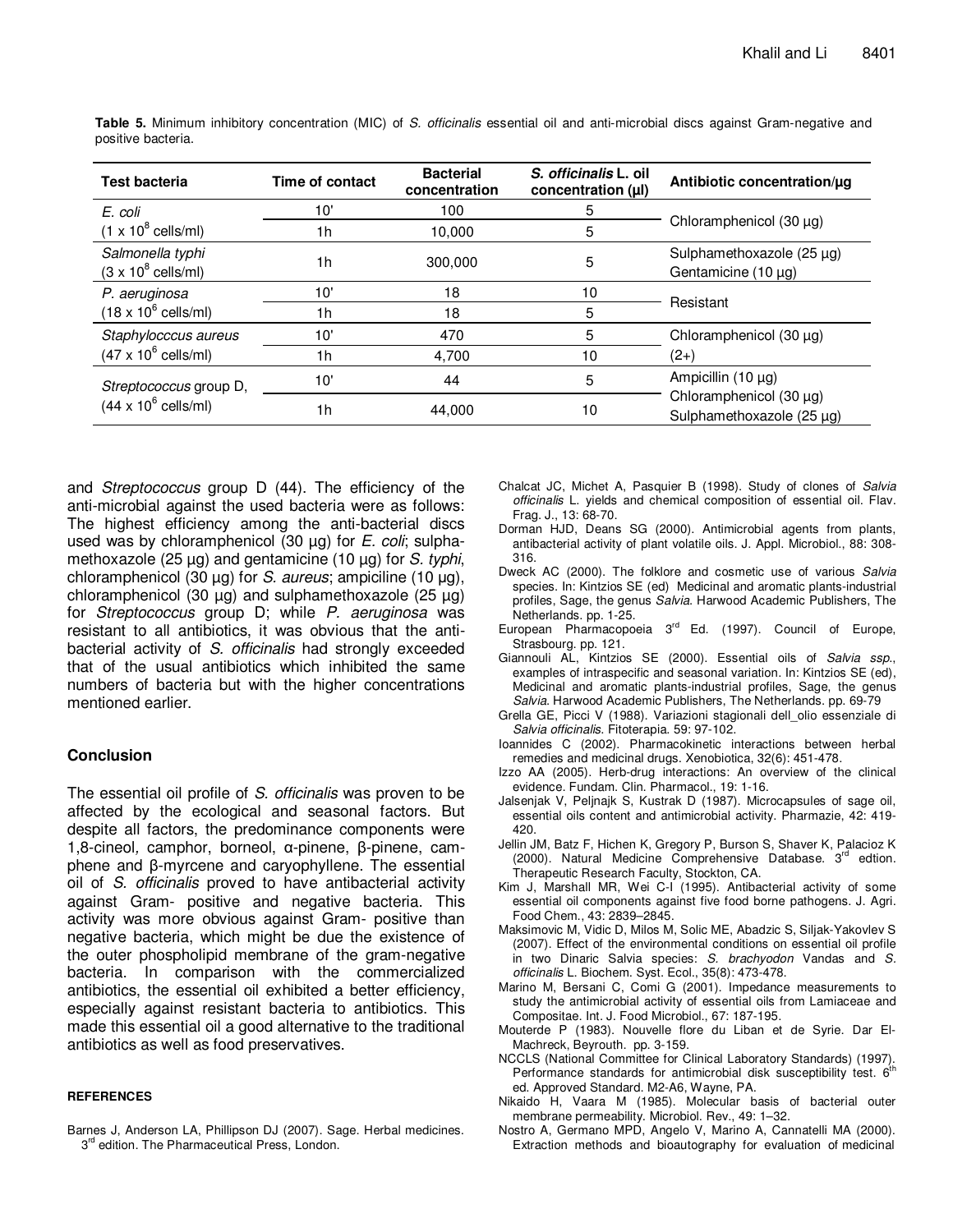**Table 5.** Minimum inhibitory concentration (MIC) of *S. officinalis* essential oil and anti-microbial discs against Gram-negative and positive bacteria.

| Test bacteria | Time of contact | Bacterial concentration | *S. officinalis* L. oil concentration (µl) | Antibiotic concentration/µg |
|---|---|---|---|---|
| *E. coli* ($1 \times 10^8$ cells/ml) | 10' | 100 | 5 | Chloramphenicol (30 µg) |
| | 1h | 10,000 | 5 | |
| *Salmonella typhi* ($3 \times 10^8$ cells/ml) | 1h | 300,000 | 5 | Sulphamethoxazole (25 µg) Gentamicine (10 µg) |
| *P. aeruginosa* ($18 \times 10^6$ cells/ml) | 10' | 18 | 10 | Resistant |
| | 1h | 18 | 5 | |
| *Staphylocccus aureus* ($47 \times 10^6$ cells/ml) | 10' | 470 | 5 | Chloramphenicol (30 µg) (2+) |
| | 1h | 4,700 | 10 | |
| *Streptococcus* group D, ($44 \times 10^6$ cells/ml) | 10' | 44 | 5 | Ampicillin (10 µg) Chloramphenicol (30 µg) Sulphamethoxazole (25 µg) |
| | 1h | 44,000 | 10 | |

and *Streptococcus* group D (44). The efficiency of the anti-microbial against the used bacteria were as follows: The highest efficiency among the anti-bacterial discs used was by chloramphenicol (30 µg) for *E. coli*; sulphamethoxazole (25 µg) and gentamicine (10 µg) for *S. typhi*, chloramphenicol (30 µg) for *S. aureus*; ampiciline (10 µg), chloramphenicol (30 µg) and sulphamethoxazole (25 µg) for *Streptococcus* group D; while *P. aeruginosa* was resistant to all antibiotics, it was obvious that the anti-bacterial activity of *S. officinalis* had strongly exceeded that of the usual antibiotics which inhibited the same numbers of bacteria but with the higher concentrations mentioned earlier.

## Conclusion

The essential oil profile of *S. officinalis* was proven to be affected by the ecological and seasonal factors. But despite all factors, the predominance components were 1,8-cineol, camphor, borneol, α-pinene, β-pinene, camphene and β-myrcene and caryophyllene. The essential oil of *S. officinalis* proved to have antibacterial activity against Gram- positive and negative bacteria. This activity was more obvious against Gram- positive than negative bacteria, which might be due the existence of the outer phospholipid membrane of the gram-negative bacteria. In comparison with the commercialized antibiotics, the essential oil exhibited a better efficiency, especially against resistant bacteria to antibiotics. This made this essential oil a good alternative to the traditional antibiotics as well as food preservatives.

### REFERENCES

Barnes J, Anderson LA, Phillipson DJ (2007). Sage. Herbal medicines. 3rd edition. The Pharmaceutical Press, London.

Chalcat JC, Michet A, Pasquier B (1998). Study of clones of *Salvia officinalis* L. yields and chemical composition of essential oil. Flav. Frag. J., 13: 68-70.

Dorman HJD, Deans SG (2000). Antimicrobial agents from plants, antibacterial activity of plant volatile oils. J. Appl. Microbiol., 88: 308-316.

Dweck AC (2000). The folklore and cosmetic use of various *Salvia* species. In: Kintzios SE (ed) Medicinal and aromatic plants-industrial profiles, Sage, the genus *Salvia*. Harwood Academic Publishers, The Netherlands. pp. 1-25.

European Pharmacopoeia 3rd Ed. (1997). Council of Europe, Strasbourg. pp. 121.

Giannouli AL, Kintzios SE (2000). Essential oils of *Salvia ssp*., examples of intraspecific and seasonal variation. In: Kintzios SE (ed), Medicinal and aromatic plants-industrial profiles, Sage, the genus *Salvia*. Harwood Academic Publishers, The Netherlands. pp. 69-79

Grella GE, Picci V (1988). Variazioni stagionali dell_olio essenziale di *Salvia officinalis*. Fitoterapia. 59: 97-102.

Ioannides C (2002). Pharmacokinetic interactions between herbal remedies and medicinal drugs. Xenobiotica, 32(6): 451-478.

Izzo AA (2005). Herb-drug interactions: An overview of the clinical evidence. Fundam. Clin. Pharmacol., 19: 1-16.

Jalsenjak V, Peljnajk S, Kustrak D (1987). Microcapsules of sage oil, essential oils content and antimicrobial activity. Pharmazie, 42: 419-420.

Jellin JM, Batz F, Hichen K, Gregory P, Burson S, Shaver K, Palacioz K (2000). Natural Medicine Comprehensive Database. 3rd edtion. Therapeutic Research Faculty, Stockton, CA.

Kim J, Marshall MR, Wei C-I (1995). Antibacterial activity of some essential oil components against five food borne pathogens. J. Agri. Food Chem., 43: 2839–2845.

Maksimovic M, Vidic D, Milos M, Solic ME, Abadzic S, Siljak-Yakovlev S (2007). Effect of the environmental conditions on essential oil profile in two Dinaric Salvia species: *S. brachyodon* Vandas and *S. officinalis* L. Biochem. Syst. Ecol., 35(8): 473-478.

Marino M, Bersani C, Comi G (2001). Impedance measurements to study the antimicrobial activity of essential oils from Lamiaceae and Compositae. Int. J. Food Microbiol., 67: 187-195.

Mouterde P (1983). Nouvelle flore du Liban et de Syrie. Dar El-Machreck, Beyrouth. pp. 3-159.

NCCLS (National Committee for Clinical Laboratory Standards) (1997). Performance standards for antimicrobial disk susceptibility test. 6th ed. Approved Standard. M2-A6, Wayne, PA.

Nikaido H, Vaara M (1985). Molecular basis of bacterial outer membrane permeability. Microbiol. Rev., 49: 1–32.

Nostro A, Germano MPD, Angelo V, Marino A, Cannatelli MA (2000). Extraction methods and bioautography for evaluation of medicinal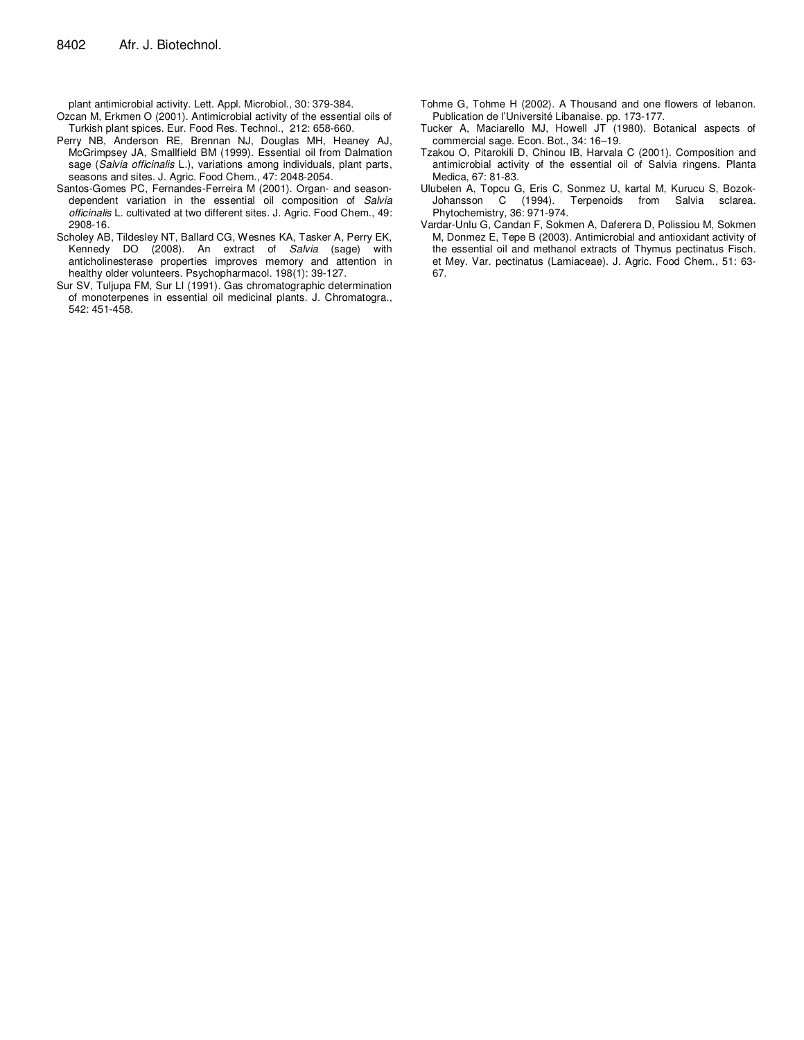plant antimicrobial activity. Lett. Appl. Microbiol., 30: 379-384.

Ozcan M, Erkmen O (2001). Antimicrobial activity of the essential oils of Turkish plant spices. Eur. Food Res. Technol., 212: 658-660.

Perry NB, Anderson RE, Brennan NJ, Douglas MH, Heaney AJ, McGrimpsey JA, Smallfield BM (1999). Essential oil from Dalmation sage (*Salvia officinalis* L.), variations among individuals, plant parts, seasons and sites. J. Agric. Food Chem., 47: 2048-2054.

Santos-Gomes PC, Fernandes-Ferreira M (2001). Organ- and season-dependent variation in the essential oil composition of *Salvia officinalis* L. cultivated at two different sites. J. Agric. Food Chem., 49: 2908-16.

Scholey AB, Tildesley NT, Ballard CG, Wesnes KA, Tasker A, Perry EK, Kennedy DO (2008). An extract of *Salvia* (sage) with anticholinesterase properties improves memory and attention in healthy older volunteers. Psychopharmacol. 198(1): 39-127.

Sur SV, Tuljupa FM, Sur LI (1991). Gas chromatographic determination of monoterpenes in essential oil medicinal plants. J. Chromatogra., 542: 451-458.

Tohme G, Tohme H (2002). A Thousand and one flowers of lebanon. Publication de l'Université Libanaise. pp. 173-177.

Tucker A, Maciarello MJ, Howell JT (1980). Botanical aspects of commercial sage. Econ. Bot., 34: 16–19.

Tzakou O, Pitarokili D, Chinou IB, Harvala C (2001). Composition and antimicrobial activity of the essential oil of Salvia ringens. Planta Medica, 67: 81-83.

Ulubelen A, Topcu G, Eris C, Sonmez U, kartal M, Kurucu S, Bozok-Johansson C (1994). Terpenoids from Salvia sclarea. Phytochemistry, 36: 971-974.

Vardar-Unlu G, Candan F, Sokmen A, Daferera D, Polissiou M, Sokmen M, Donmez E, Tepe B (2003). Antimicrobial and antioxidant activity of the essential oil and methanol extracts of Thymus pectinatus Fisch. et Mey. Var. pectinatus (Lamiaceae). J. Agric. Food Chem., 51: 63-67.